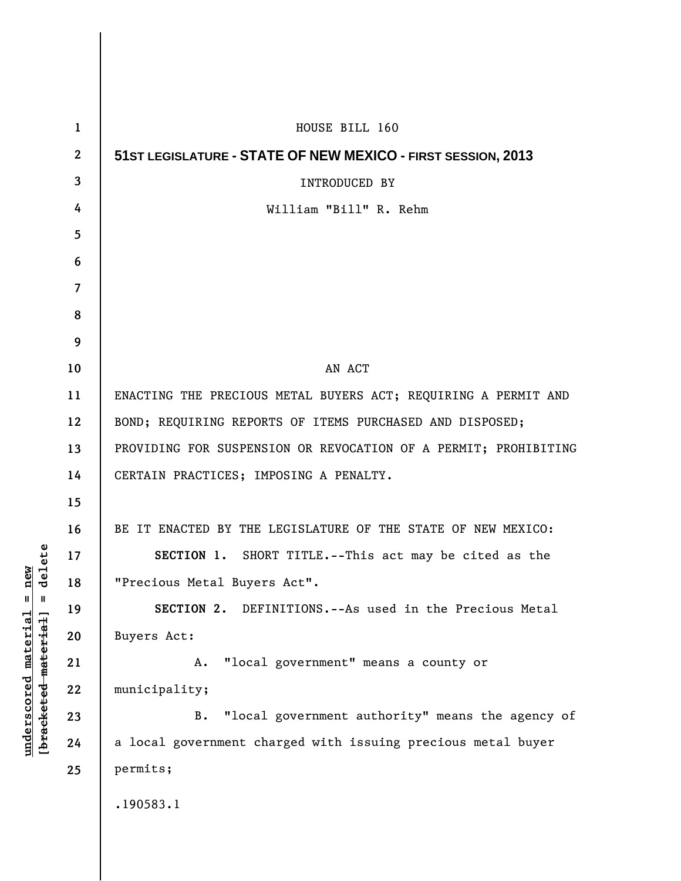HOUSE BILL 160

**51ST LEGISLATURE - STATE OF NEW MEXICO - FIRST SESSION, 2013**

INTRODUCED BY

William "Bill" R. Rehm

AN ACT

ENACTING THE PRECIOUS METAL BUYERS ACT; REQUIRING A PERMIT AND BOND; REQUIRING REPORTS OF ITEMS PURCHASED AND DISPOSED; PROVIDING FOR SUSPENSION OR REVOCATION OF A PERMIT; PROHIBITING CERTAIN PRACTICES; IMPOSING A PENALTY.

BE IT ENACTED BY THE LEGISLATURE OF THE STATE OF NEW MEXICO:

**SECTION 1.** SHORT TITLE.--This act may be cited as the "Precious Metal Buyers Act".

**SECTION 2.** DEFINITIONS.--As used in the Precious Metal Buyers Act:

A. "local government" means a county or municipality;

B. "local government authority" means the agency of a local government charged with issuing precious metal buyer permits;

.190583.1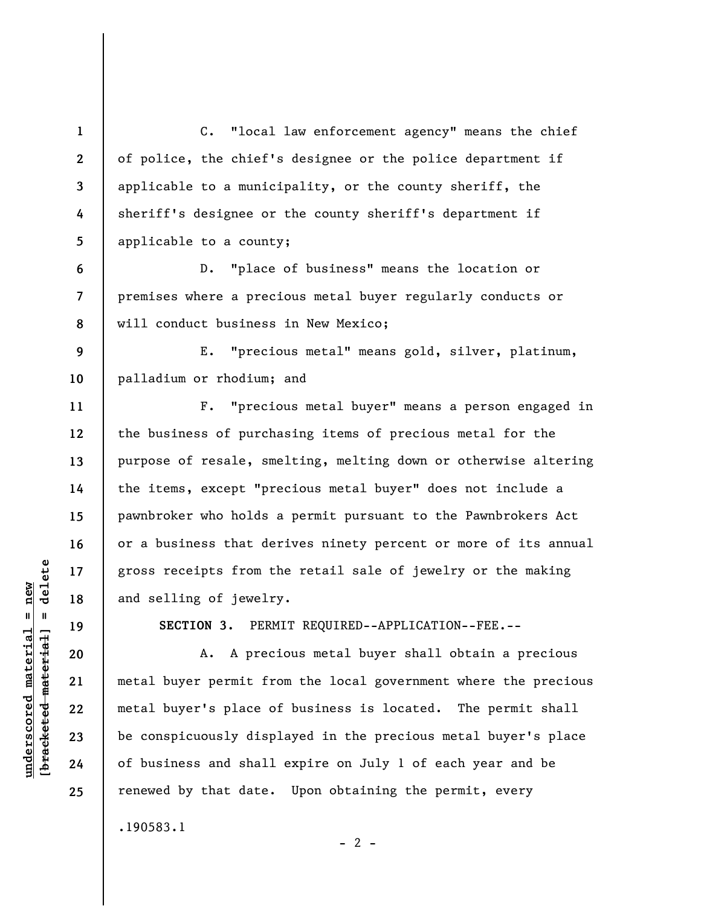C. "local law enforcement agency" means the chief of police, the chief's designee or the police department if applicable to a municipality, or the county sheriff, the sheriff's designee or the county sheriff's department if applicable to a county;

D. "place of business" means the location or premises where a precious metal buyer regularly conducts or will conduct business in New Mexico;

E. "precious metal" means gold, silver, platinum, palladium or rhodium; and

F. "precious metal buyer" means a person engaged in the business of purchasing items of precious metal for the purpose of resale, smelting, melting down or otherwise altering the items, except "precious metal buyer" does not include a pawnbroker who holds a permit pursuant to the Pawnbrokers Act or a business that derives ninety percent or more of its annual gross receipts from the retail sale of jewelry or the making and selling of jewelry.

**SECTION 3.** PERMIT REQUIRED--APPLICATION--FEE.--

A. A precious metal buyer shall obtain a precious metal buyer permit from the local government where the precious metal buyer's place of business is located. The permit shall be conspicuously displayed in the precious metal buyer's place of business and shall expire on July 1 of each year and be renewed by that date. Upon obtaining the permit, every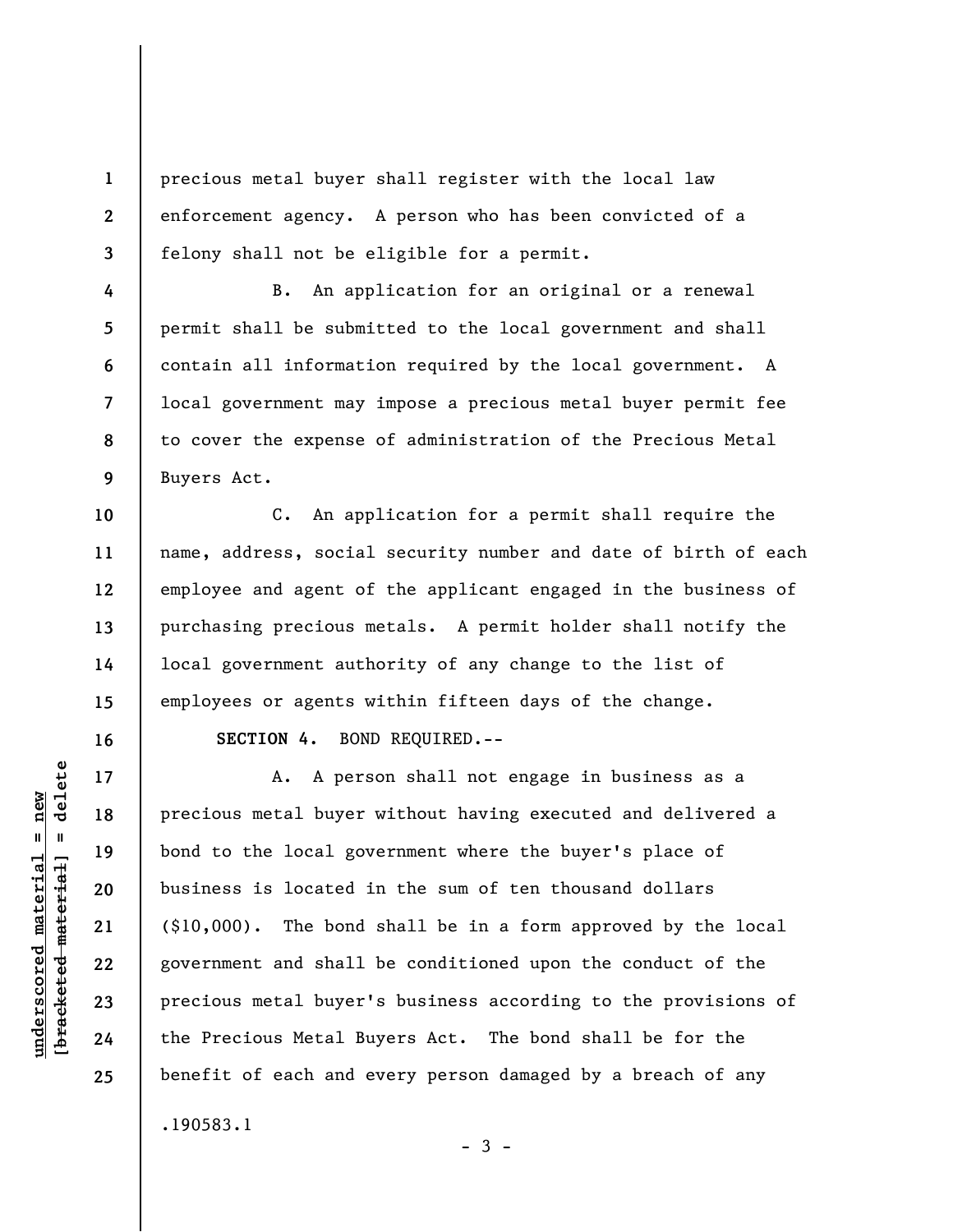precious metal buyer shall register with the local law enforcement agency. A person who has been convicted of a felony shall not be eligible for a permit.

B. An application for an original or a renewal permit shall be submitted to the local government and shall contain all information required by the local government. A local government may impose a precious metal buyer permit fee to cover the expense of administration of the Precious Metal Buyers Act.

C. An application for a permit shall require the name, address, social security number and date of birth of each employee and agent of the applicant engaged in the business of purchasing precious metals. A permit holder shall notify the local government authority of any change to the list of employees or agents within fifteen days of the change.

**SECTION 4.** BOND REQUIRED.--

A. A person shall not engage in business as a precious metal buyer without having executed and delivered a bond to the local government where the buyer's place of business is located in the sum of ten thousand dollars ($10,000). The bond shall be in a form approved by the local government and shall be conditioned upon the conduct of the precious metal buyer's business according to the provisions of the Precious Metal Buyers Act. The bond shall be for the benefit of each and every person damaged by a breach of any

.190583.1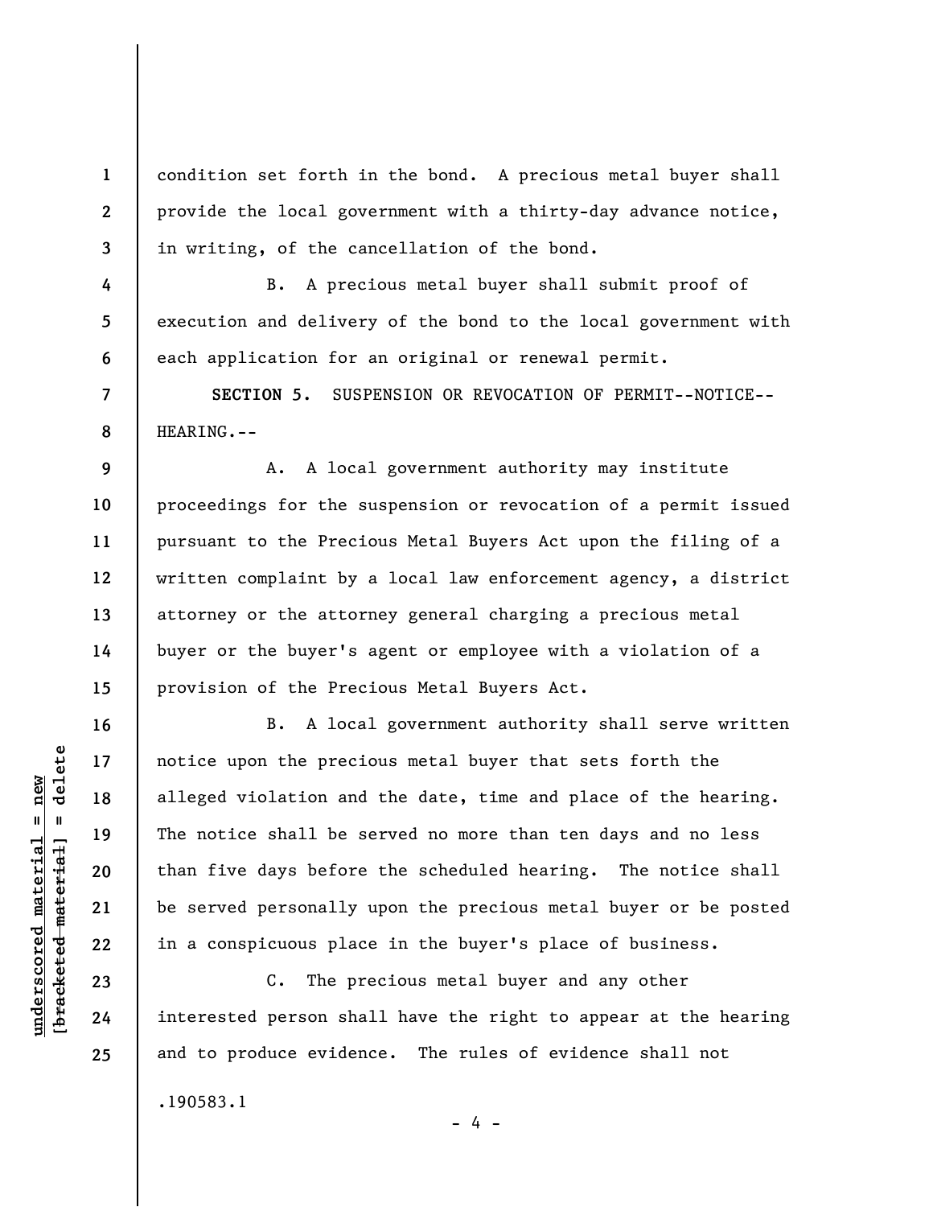condition set forth in the bond. A precious metal buyer shall provide the local government with a thirty-day advance notice, in writing, of the cancellation of the bond.

B. A precious metal buyer shall submit proof of execution and delivery of the bond to the local government with each application for an original or renewal permit.

**SECTION 5.** SUSPENSION OR REVOCATION OF PERMIT--NOTICE--HEARING.--

A. A local government authority may institute proceedings for the suspension or revocation of a permit issued pursuant to the Precious Metal Buyers Act upon the filing of a written complaint by a local law enforcement agency, a district attorney or the attorney general charging a precious metal buyer or the buyer's agent or employee with a violation of a provision of the Precious Metal Buyers Act.

B. A local government authority shall serve written notice upon the precious metal buyer that sets forth the alleged violation and the date, time and place of the hearing. The notice shall be served no more than ten days and no less than five days before the scheduled hearing. The notice shall be served personally upon the precious metal buyer or be posted in a conspicuous place in the buyer's place of business.

C. The precious metal buyer and any other interested person shall have the right to appear at the hearing and to produce evidence. The rules of evidence shall not

.190583.1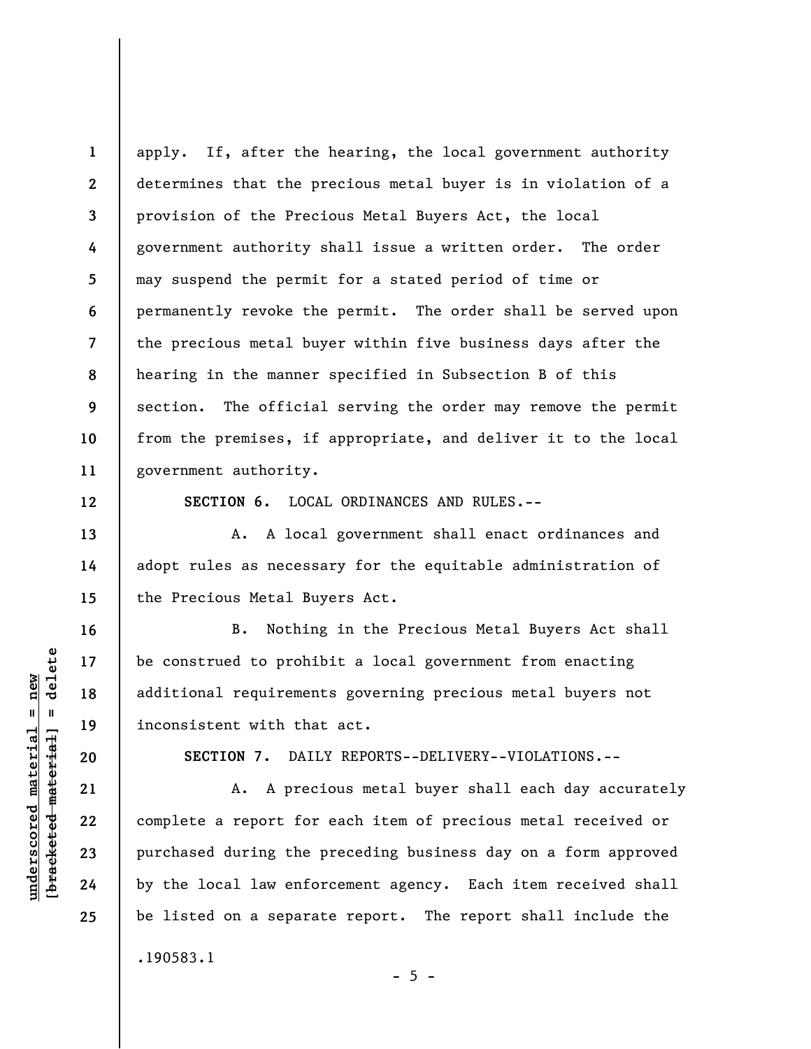apply. If, after the hearing, the local government authority determines that the precious metal buyer is in violation of a provision of the Precious Metal Buyers Act, the local government authority shall issue a written order. The order may suspend the permit for a stated period of time or permanently revoke the permit. The order shall be served upon the precious metal buyer within five business days after the hearing in the manner specified in Subsection B of this section. The official serving the order may remove the permit from the premises, if appropriate, and deliver it to the local government authority.

**SECTION 6.** LOCAL ORDINANCES AND RULES.--

A. A local government shall enact ordinances and adopt rules as necessary for the equitable administration of the Precious Metal Buyers Act.

B. Nothing in the Precious Metal Buyers Act shall be construed to prohibit a local government from enacting additional requirements governing precious metal buyers not inconsistent with that act.

**SECTION 7.** DAILY REPORTS--DELIVERY--VIOLATIONS.--

A. A precious metal buyer shall each day accurately complete a report for each item of precious metal received or purchased during the preceding business day on a form approved by the local law enforcement agency. Each item received shall be listed on a separate report. The report shall include the

.190583.1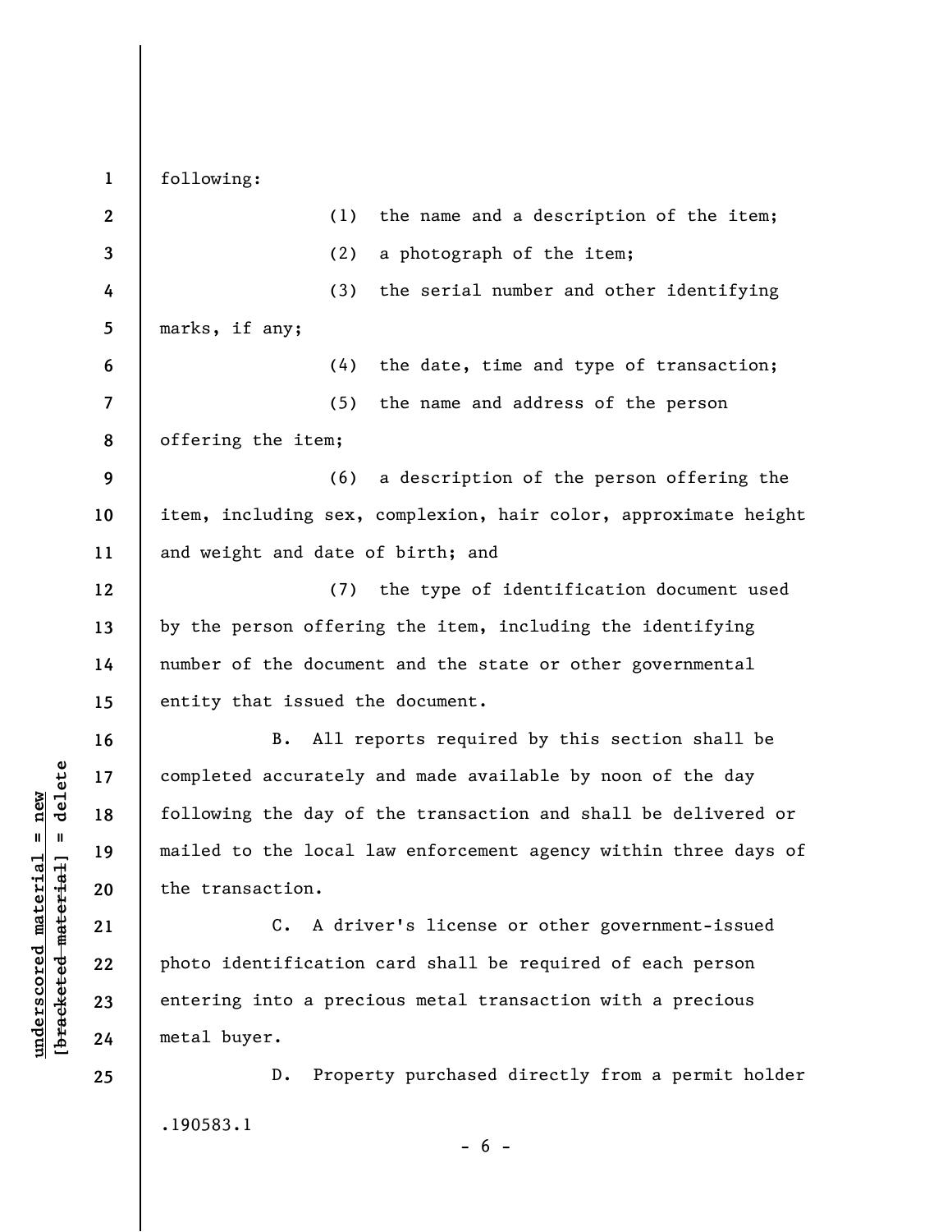following:

(1) the name and a description of the item;

(2) a photograph of the item;

(3) the serial number and other identifying marks, if any;

(4) the date, time and type of transaction;

(5) the name and address of the person offering the item;

(6) a description of the person offering the item, including sex, complexion, hair color, approximate height and weight and date of birth; and

(7) the type of identification document used by the person offering the item, including the identifying number of the document and the state or other governmental entity that issued the document.

B. All reports required by this section shall be completed accurately and made available by noon of the day following the day of the transaction and shall be delivered or mailed to the local law enforcement agency within three days of the transaction.

C. A driver's license or other government-issued photo identification card shall be required of each person entering into a precious metal transaction with a precious metal buyer.

D. Property purchased directly from a permit holder

.190583.1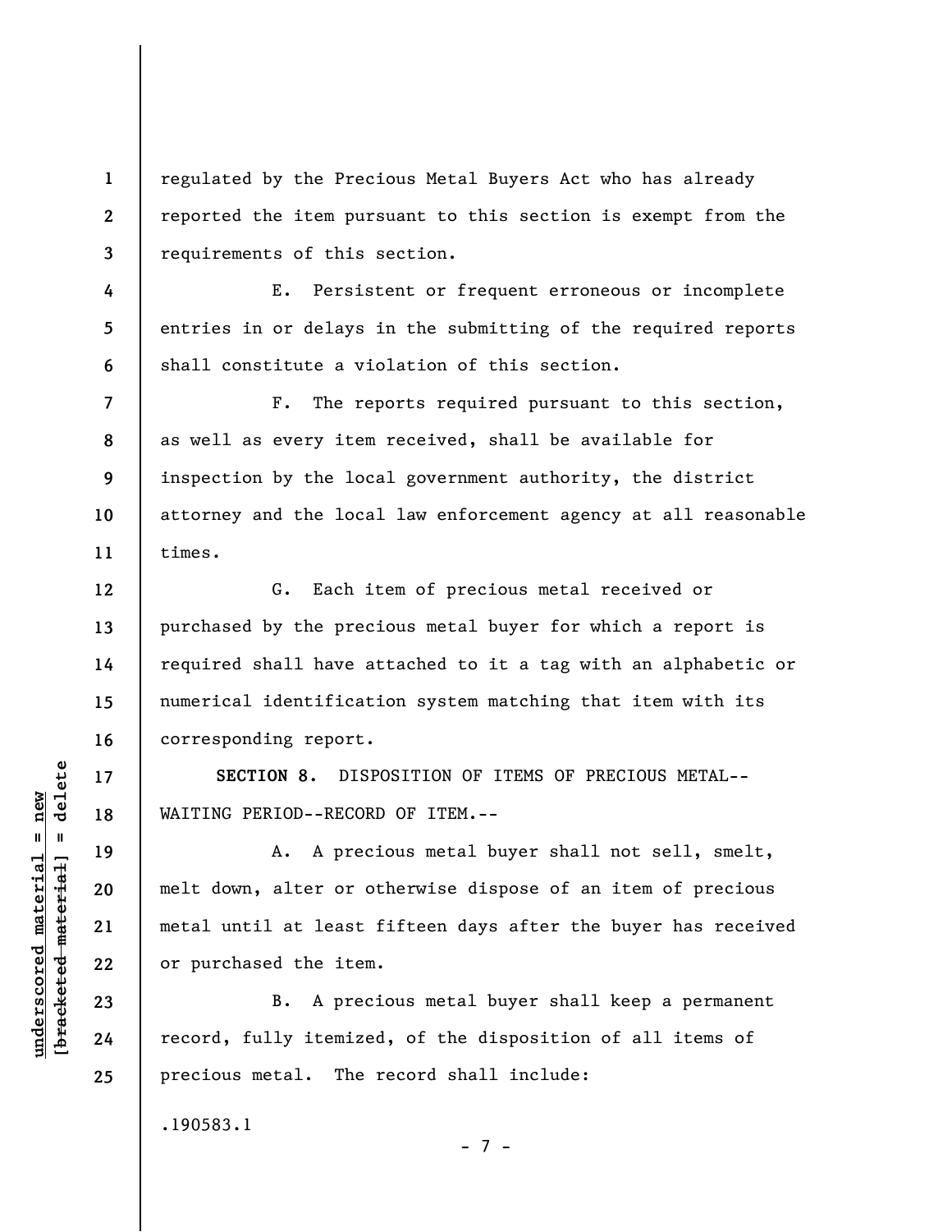regulated by the Precious Metal Buyers Act who has already reported the item pursuant to this section is exempt from the requirements of this section.

E. Persistent or frequent erroneous or incomplete entries in or delays in the submitting of the required reports shall constitute a violation of this section.

F. The reports required pursuant to this section, as well as every item received, shall be available for inspection by the local government authority, the district attorney and the local law enforcement agency at all reasonable times.

G. Each item of precious metal received or purchased by the precious metal buyer for which a report is required shall have attached to it a tag with an alphabetic or numerical identification system matching that item with its corresponding report.

**SECTION 8.** DISPOSITION OF ITEMS OF PRECIOUS METAL--WAITING PERIOD--RECORD OF ITEM.--

A. A precious metal buyer shall not sell, smelt, melt down, alter or otherwise dispose of an item of precious metal until at least fifteen days after the buyer has received or purchased the item.

B. A precious metal buyer shall keep a permanent record, fully itemized, of the disposition of all items of precious metal. The record shall include:

.190583.1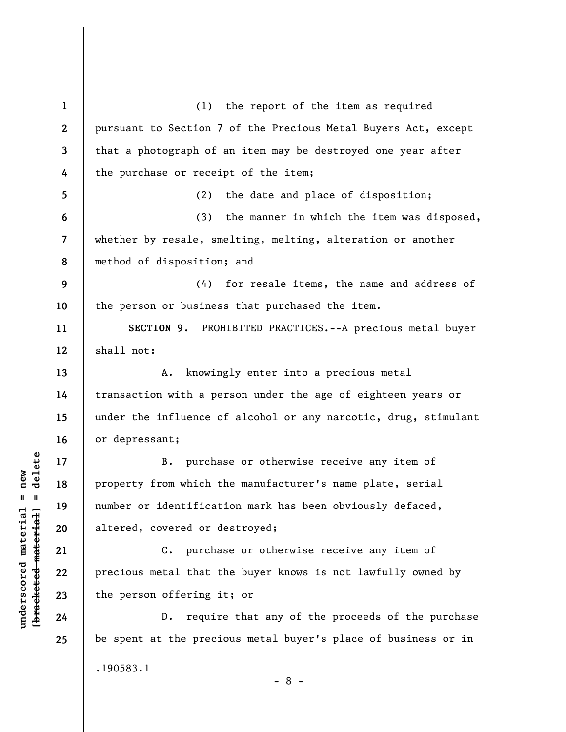(1) the report of the item as required pursuant to Section 7 of the Precious Metal Buyers Act, except that a photograph of an item may be destroyed one year after the purchase or receipt of the item;

(2) the date and place of disposition;

(3) the manner in which the item was disposed, whether by resale, smelting, melting, alteration or another method of disposition; and

(4) for resale items, the name and address of the person or business that purchased the item.

**SECTION 9.** PROHIBITED PRACTICES.--A precious metal buyer shall not:

A. knowingly enter into a precious metal transaction with a person under the age of eighteen years or under the influence of alcohol or any narcotic, drug, stimulant or depressant;

B. purchase or otherwise receive any item of property from which the manufacturer's name plate, serial number or identification mark has been obviously defaced, altered, covered or destroyed;

C. purchase or otherwise receive any item of precious metal that the buyer knows is not lawfully owned by the person offering it; or

D. require that any of the proceeds of the purchase be spent at the precious metal buyer's place of business or in

.190583.1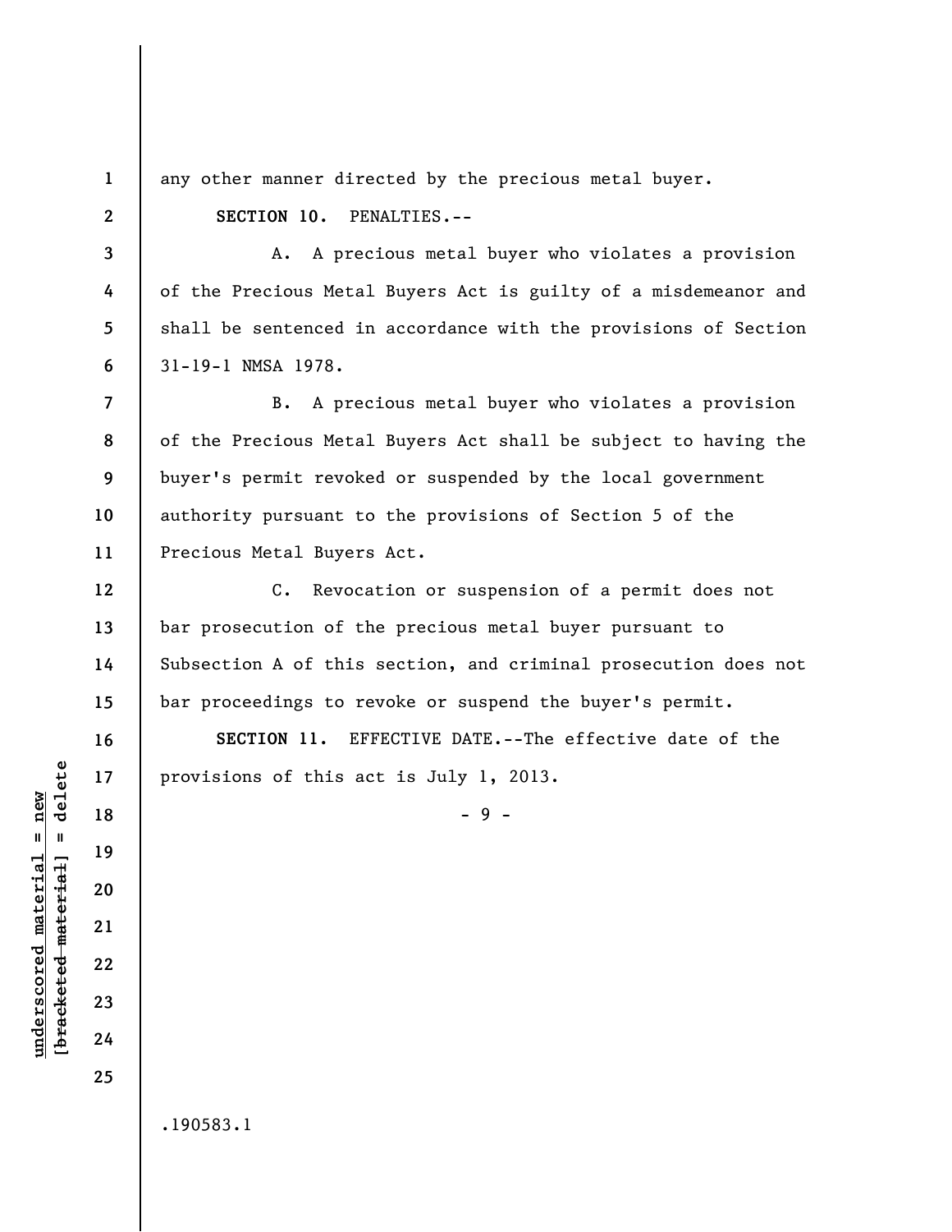any other manner directed by the precious metal buyer.

**SECTION 10.** PENALTIES.--

A. A precious metal buyer who violates a provision of the Precious Metal Buyers Act is guilty of a misdemeanor and shall be sentenced in accordance with the provisions of Section 31-19-1 NMSA 1978.

B. A precious metal buyer who violates a provision of the Precious Metal Buyers Act shall be subject to having the buyer's permit revoked or suspended by the local government authority pursuant to the provisions of Section 5 of the Precious Metal Buyers Act.

C. Revocation or suspension of a permit does not bar prosecution of the precious metal buyer pursuant to Subsection A of this section, and criminal prosecution does not bar proceedings to revoke or suspend the buyer's permit.

**SECTION 11.** EFFECTIVE DATE.--The effective date of the provisions of this act is July 1, 2013.

.190583.1